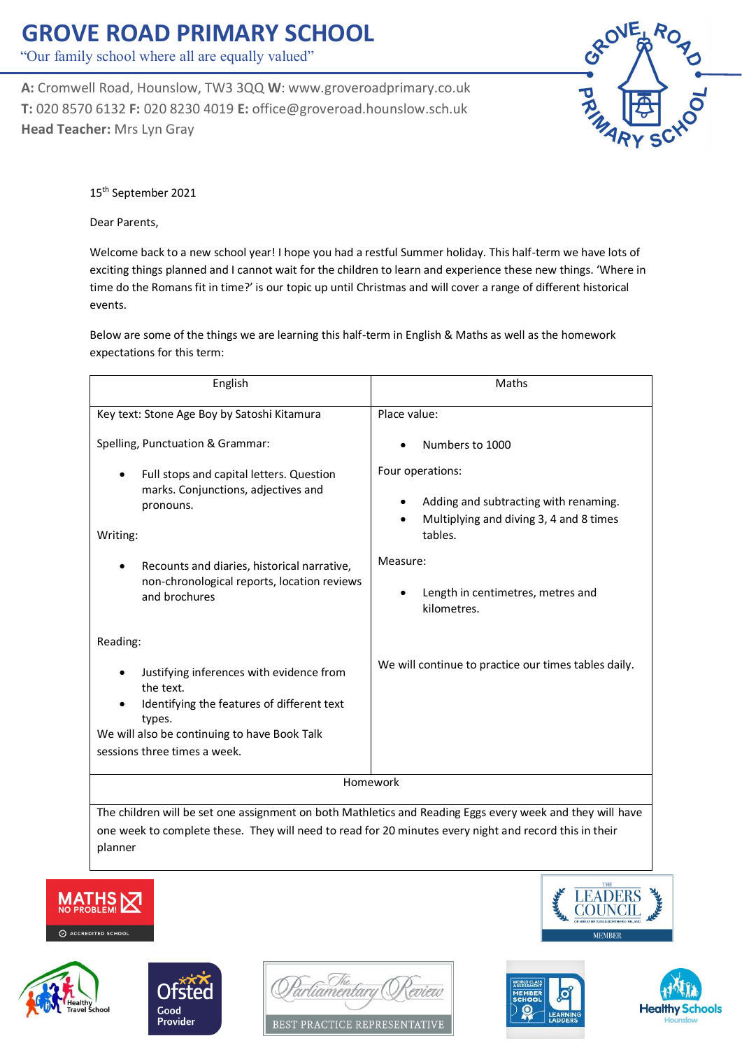# GROVE ROAD PRIMARY SCHOOL

"Our family school where all are equally valued"

**A:** Cromwell Road, Hounslow, TW3 3QQ **W**: www.groveroadprimary.co.uk
**T:** 020 8570 6132 **F:** 020 8230 4019 **E:** office@groveroad.hounslow.sch.uk
**Head Teacher:** Mrs Lyn Gray

15th September 2021

Dear Parents,

Welcome back to a new school year! I hope you had a restful Summer holiday. This half-term we have lots of exciting things planned and I cannot wait for the children to learn and experience these new things. 'Where in time do the Romans fit in time?' is our topic up until Christmas and will cover a range of different historical events.

Below are some of the things we are learning this half-term in English & Maths as well as the homework expectations for this term:

| English | Maths |
|---|---|
| Key text: Stone Age Boy by Satoshi Kitamura<br><br>Spelling, Punctuation & Grammar:<br>• Full stops and capital letters. Question marks. Conjunctions, adjectives and pronouns.<br><br>Writing:<br>• Recounts and diaries, historical narrative, non-chronological reports, location reviews and brochures<br><br>Reading:<br>• Justifying inferences with evidence from the text.<br>• Identifying the features of different text types.<br>We will also be continuing to have Book Talk sessions three times a week. | Place value:<br>• Numbers to 1000<br><br>Four operations:<br>• Adding and subtracting with renaming.<br>• Multiplying and diving 3, 4 and 8 times tables.<br><br>Measure:<br>• Length in centimetres, metres and kilometres.<br><br>We will continue to practice our times tables daily. |
| Homework | |
| The children will be set one assignment on both Mathletics and Reading Eggs every week and they will have one week to complete these. They will need to read for 20 minutes every night and record this in their planner | |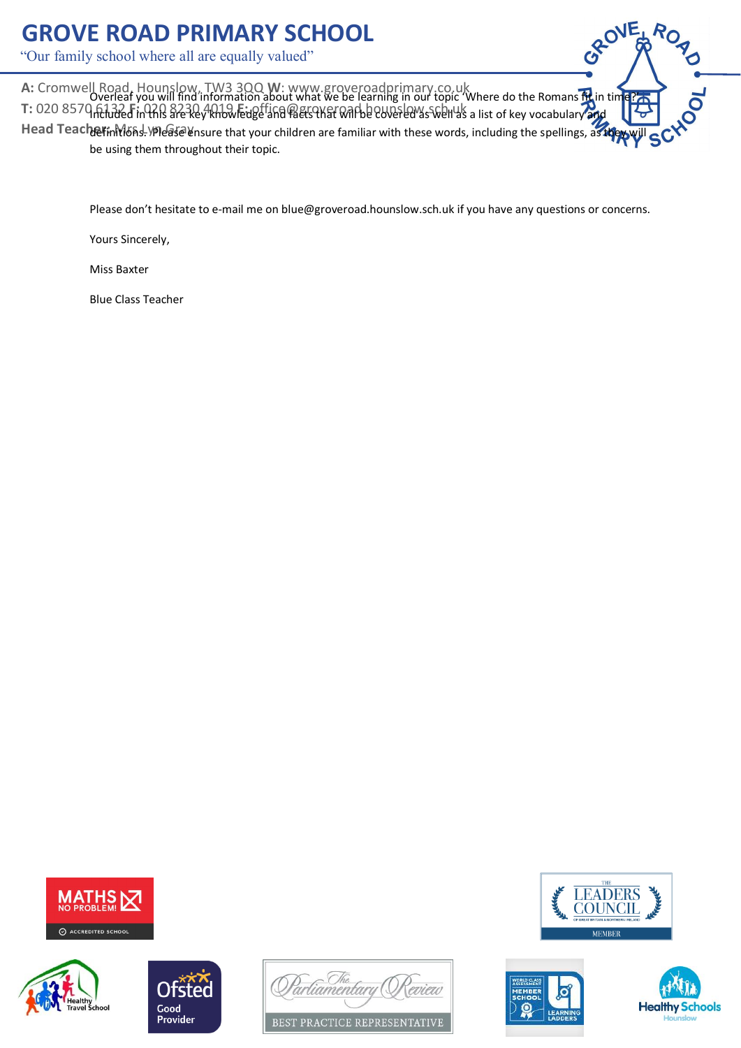# GROVE ROAD PRIMARY SCHOOL

"Our family school where all are equally valued"

**A:** Cromwell Road, Hounslow, TW3 3QQ **W:** www.groveroadprimary.co.uk
**T:** 020 8570 6132 **F:** 020 8230 4019 **E:** office@groveroad.hounslow.sch.uk
**Head Teacher:** Mrs Lyn Gray

Overleaf you will find information about what we be learning in our topic 'Where do the Romans fit in time?' Included in this are key knowledge and facts that will be covered as well as a list of key vocabulary and definitions. Please ensure that your children are familiar with these words, including the spellings, as they will be using them throughout their topic.

Please don't hesitate to e-mail me on blue@groveroad.hounslow.sch.uk if you have any questions or concerns.

Yours Sincerely,

Miss Baxter

Blue Class Teacher